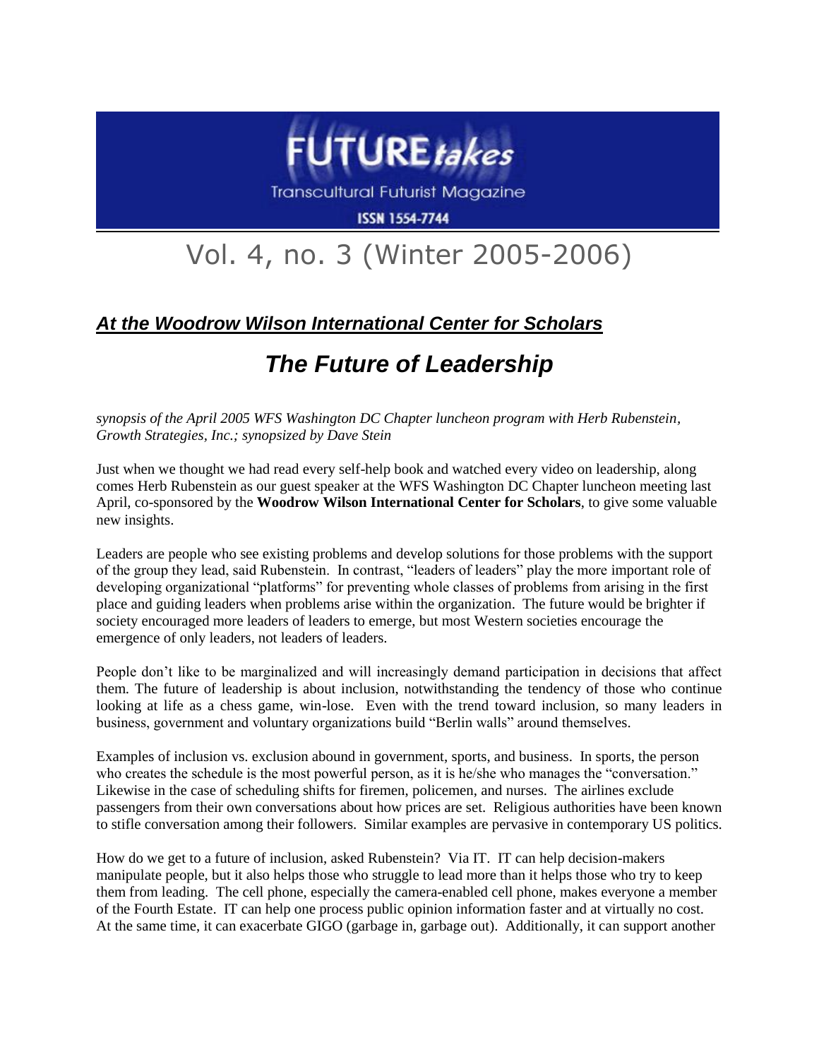# FUTURE*takes*

Transcultural Futurist Magazine

ISSN 1554-7744

## Vol. 4, no. 3 (Winter 2005-2006)

***At the Woodrow Wilson International Center for Scholars***

# *The Future of Leadership*

*synopsis of the April 2005 WFS Washington DC Chapter luncheon program with Herb Rubenstein, Growth Strategies, Inc.; synopsized by Dave Stein*

Just when we thought we had read every self-help book and watched every video on leadership, along comes Herb Rubenstein as our guest speaker at the WFS Washington DC Chapter luncheon meeting last April, co-sponsored by the **Woodrow Wilson International Center for Scholars**, to give some valuable new insights.

Leaders are people who see existing problems and develop solutions for those problems with the support of the group they lead, said Rubenstein. In contrast, "leaders of leaders" play the more important role of developing organizational "platforms" for preventing whole classes of problems from arising in the first place and guiding leaders when problems arise within the organization. The future would be brighter if society encouraged more leaders of leaders to emerge, but most Western societies encourage the emergence of only leaders, not leaders of leaders.

People don't like to be marginalized and will increasingly demand participation in decisions that affect them. The future of leadership is about inclusion, notwithstanding the tendency of those who continue looking at life as a chess game, win-lose. Even with the trend toward inclusion, so many leaders in business, government and voluntary organizations build "Berlin walls" around themselves.

Examples of inclusion vs. exclusion abound in government, sports, and business. In sports, the person who creates the schedule is the most powerful person, as it is he/she who manages the "conversation." Likewise in the case of scheduling shifts for firemen, policemen, and nurses. The airlines exclude passengers from their own conversations about how prices are set. Religious authorities have been known to stifle conversation among their followers. Similar examples are pervasive in contemporary US politics.

How do we get to a future of inclusion, asked Rubenstein? Via IT. IT can help decision-makers manipulate people, but it also helps those who struggle to lead more than it helps those who try to keep them from leading. The cell phone, especially the camera-enabled cell phone, makes everyone a member of the Fourth Estate. IT can help one process public opinion information faster and at virtually no cost. At the same time, it can exacerbate GIGO (garbage in, garbage out). Additionally, it can support another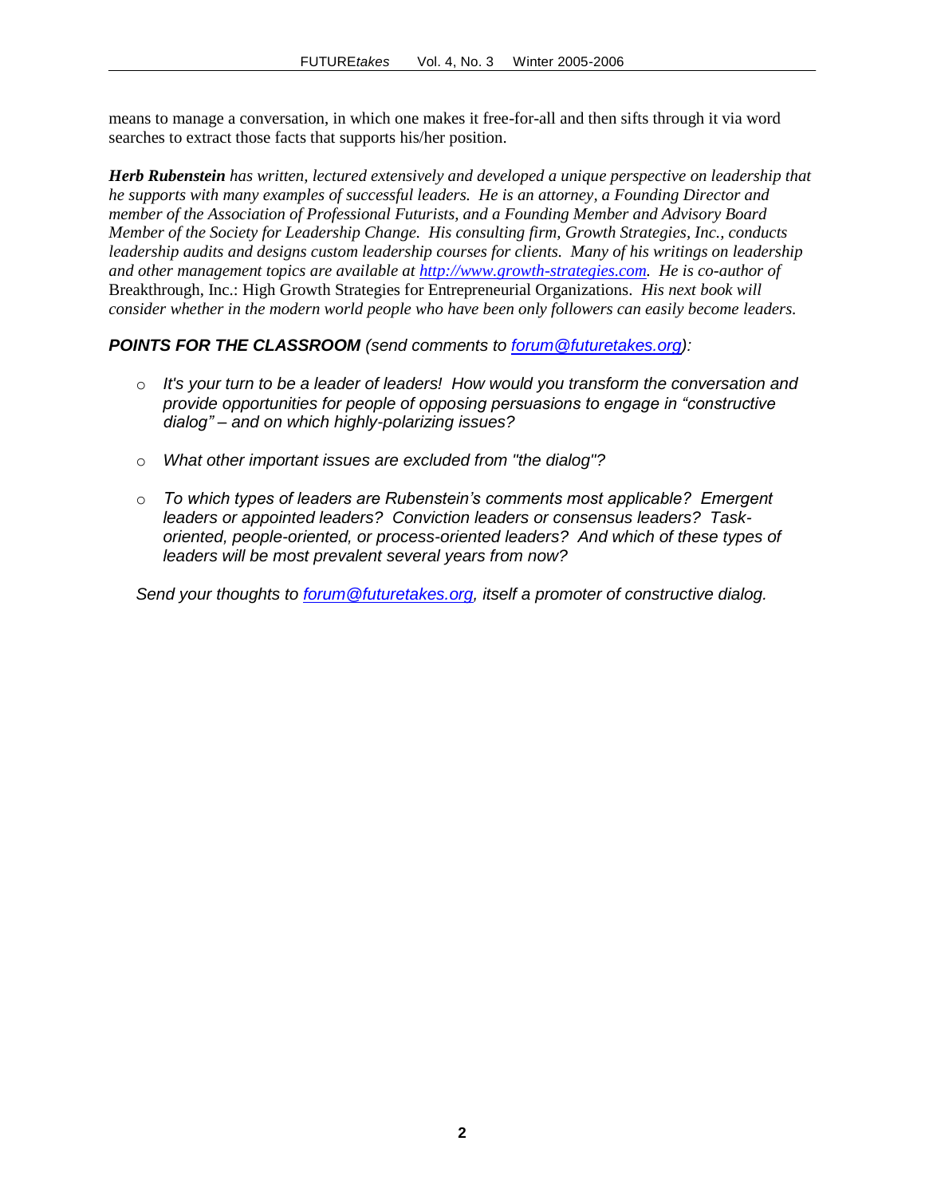means to manage a conversation, in which one makes it free-for-all and then sifts through it via word searches to extract those facts that supports his/her position.

***Herb Rubenstein** has written, lectured extensively and developed a unique perspective on leadership that he supports with many examples of successful leaders. He is an attorney, a Founding Director and member of the Association of Professional Futurists, and a Founding Member and Advisory Board Member of the Society for Leadership Change. His consulting firm, Growth Strategies, Inc., conducts leadership audits and designs custom leadership courses for clients. Many of his writings on leadership and other management topics are available at [http://www.growth-strategies.com](http://www.growth-strategies.com). He is co-author of* Breakthrough, Inc.: High Growth Strategies for Entrepreneurial Organizations. *His next book will consider whether in the modern world people who have been only followers can easily become leaders.*

***POINTS FOR THE CLASSROOM** (send comments to [forum@futuretakes.org](mailto:forum@futuretakes.org)):*

- *It's your turn to be a leader of leaders! How would you transform the conversation and provide opportunities for people of opposing persuasions to engage in "constructive dialog" – and on which highly-polarizing issues?*
- *What other important issues are excluded from "the dialog"?*
- *To which types of leaders are Rubenstein's comments most applicable? Emergent leaders or appointed leaders? Conviction leaders or consensus leaders? Task-oriented, people-oriented, or process-oriented leaders? And which of these types of leaders will be most prevalent several years from now?*

*Send your thoughts to [forum@futuretakes.org](mailto:forum@futuretakes.org), itself a promoter of constructive dialog.*